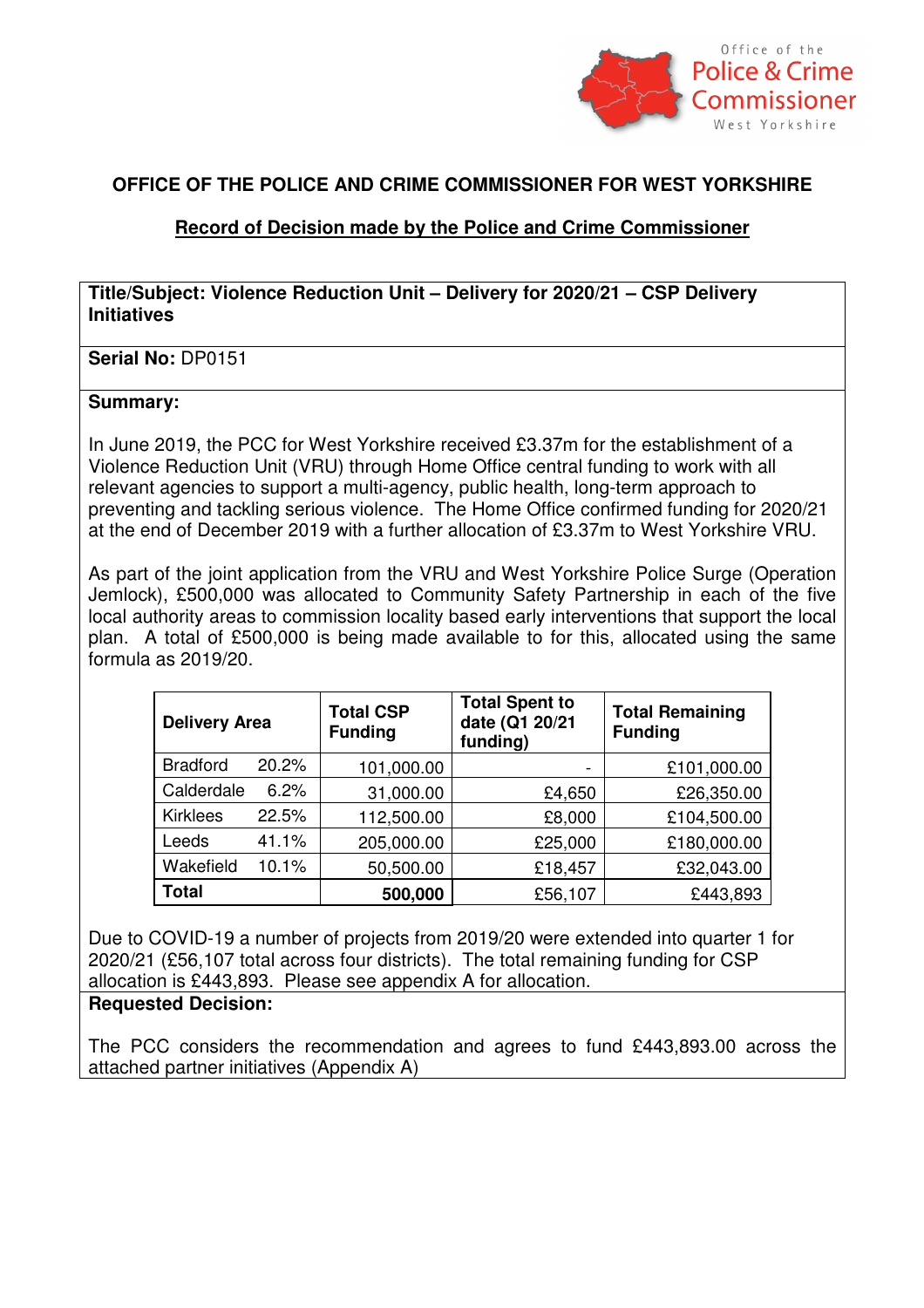Office of the Police & Crime Commissioner West Yorkshire

## OFFICE OF THE POLICE AND CRIME COMMISSIONER FOR WEST YORKSHIRE

### Record of Decision made by the Police and Crime Commissioner

**Title/Subject: Violence Reduction Unit – Delivery for 2020/21 – CSP Delivery Initiatives**

**Serial No:** DP0151

**Summary:**

In June 2019, the PCC for West Yorkshire received £3.37m for the establishment of a Violence Reduction Unit (VRU) through Home Office central funding to work with all relevant agencies to support a multi-agency, public health, long-term approach to preventing and tackling serious violence. The Home Office confirmed funding for 2020/21 at the end of December 2019 with a further allocation of £3.37m to West Yorkshire VRU.

As part of the joint application from the VRU and West Yorkshire Police Surge (Operation Jemlock), £500,000 was allocated to Community Safety Partnership in each of the five local authority areas to commission locality based early interventions that support the local plan. A total of £500,000 is being made available to for this, allocated using the same formula as 2019/20.

| Delivery Area | | Total CSP Funding | Total Spent to date (Q1 20/21 funding) | Total Remaining Funding |
|---|---|---|---|---|
| Bradford | 20.2% | 101,000.00 | - | £101,000.00 |
| Calderdale | 6.2% | 31,000.00 | £4,650 | £26,350.00 |
| Kirklees | 22.5% | 112,500.00 | £8,000 | £104,500.00 |
| Leeds | 41.1% | 205,000.00 | £25,000 | £180,000.00 |
| Wakefield | 10.1% | 50,500.00 | £18,457 | £32,043.00 |
| **Total** | | **500,000** | £56,107 | £443,893 |

Due to COVID-19 a number of projects from 2019/20 were extended into quarter 1 for 2020/21 (£56,107 total across four districts). The total remaining funding for CSP allocation is £443,893. Please see appendix A for allocation.

**Requested Decision:**

The PCC considers the recommendation and agrees to fund £443,893.00 across the attached partner initiatives (Appendix A)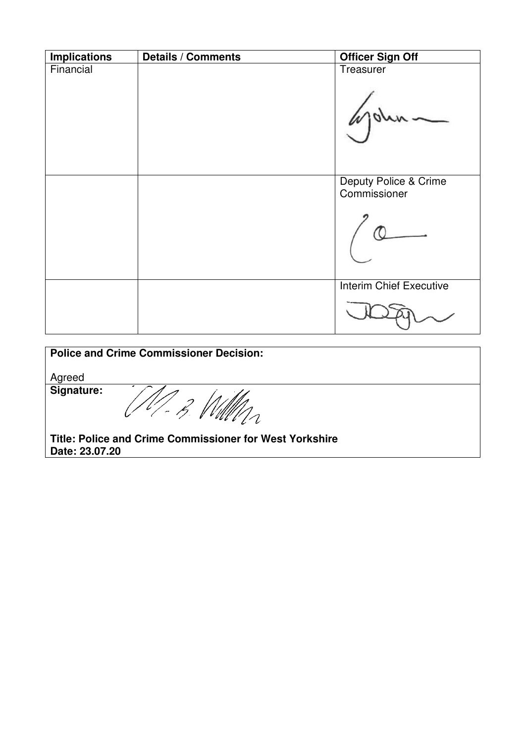| Implications | Details / Comments | Officer Sign Off |
|---|---|---|
| Financial | | Treasurer |
| | | Deputy Police & Crime Commissioner |
| | | Interim Chief Executive |

| **Police and Crime Commissioner Decision:**<br><br>Agreed |
|---|
| **Signature:**<br><br>**Title: Police and Crime Commissioner for West Yorkshire**<br>**Date: 23.07.20** |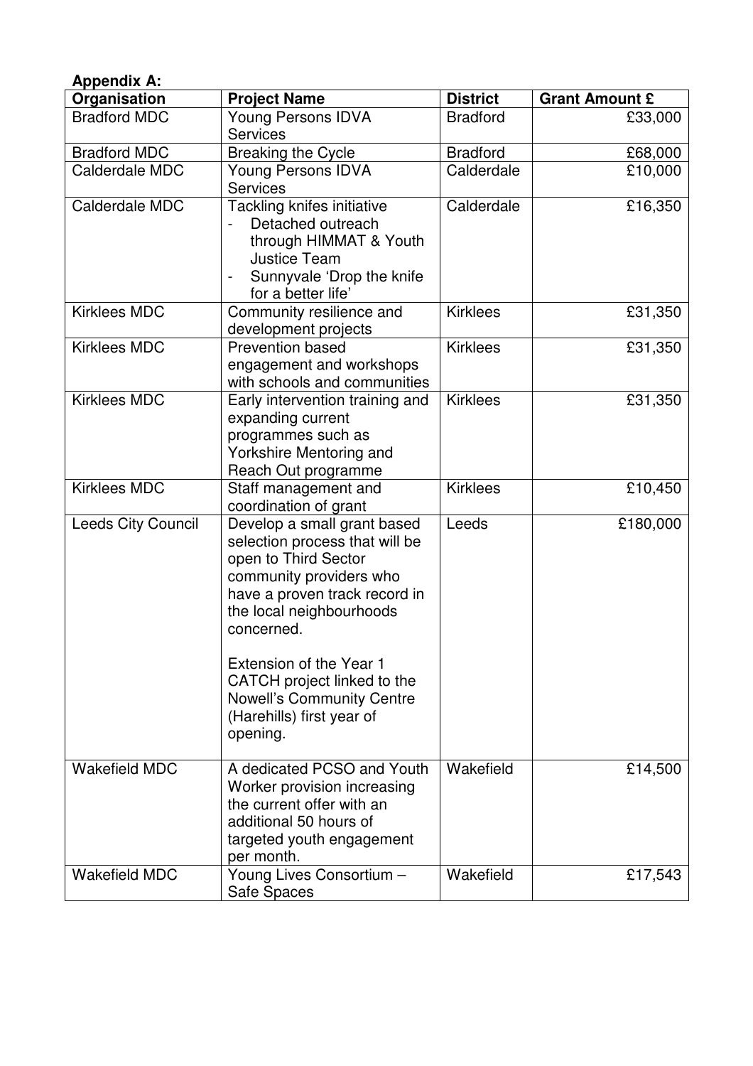**Appendix A:**

| Organisation | Project Name | District | Grant Amount £ |
|---|---|---|---|
| Bradford MDC | Young Persons IDVA Services | Bradford | £33,000 |
| Bradford MDC | Breaking the Cycle | Bradford | £68,000 |
| Calderdale MDC | Young Persons IDVA Services | Calderdale | £10,000 |
| Calderdale MDC | Tackling knifes initiative<br>- Detached outreach through HIMMAT & Youth Justice Team<br>- Sunnyvale 'Drop the knife for a better life' | Calderdale | £16,350 |
| Kirklees MDC | Community resilience and development projects | Kirklees | £31,350 |
| Kirklees MDC | Prevention based engagement and workshops with schools and communities | Kirklees | £31,350 |
| Kirklees MDC | Early intervention training and expanding current programmes such as Yorkshire Mentoring and Reach Out programme | Kirklees | £31,350 |
| Kirklees MDC | Staff management and coordination of grant | Kirklees | £10,450 |
| Leeds City Council | Develop a small grant based selection process that will be open to Third Sector community providers who have a proven track record in the local neighbourhoods concerned.<br><br>Extension of the Year 1 CATCH project linked to the Nowell's Community Centre (Harehills) first year of opening. | Leeds | £180,000 |
| Wakefield MDC | A dedicated PCSO and Youth Worker provision increasing the current offer with an additional 50 hours of targeted youth engagement per month. | Wakefield | £14,500 |
| Wakefield MDC | Young Lives Consortium – Safe Spaces | Wakefield | £17,543 |